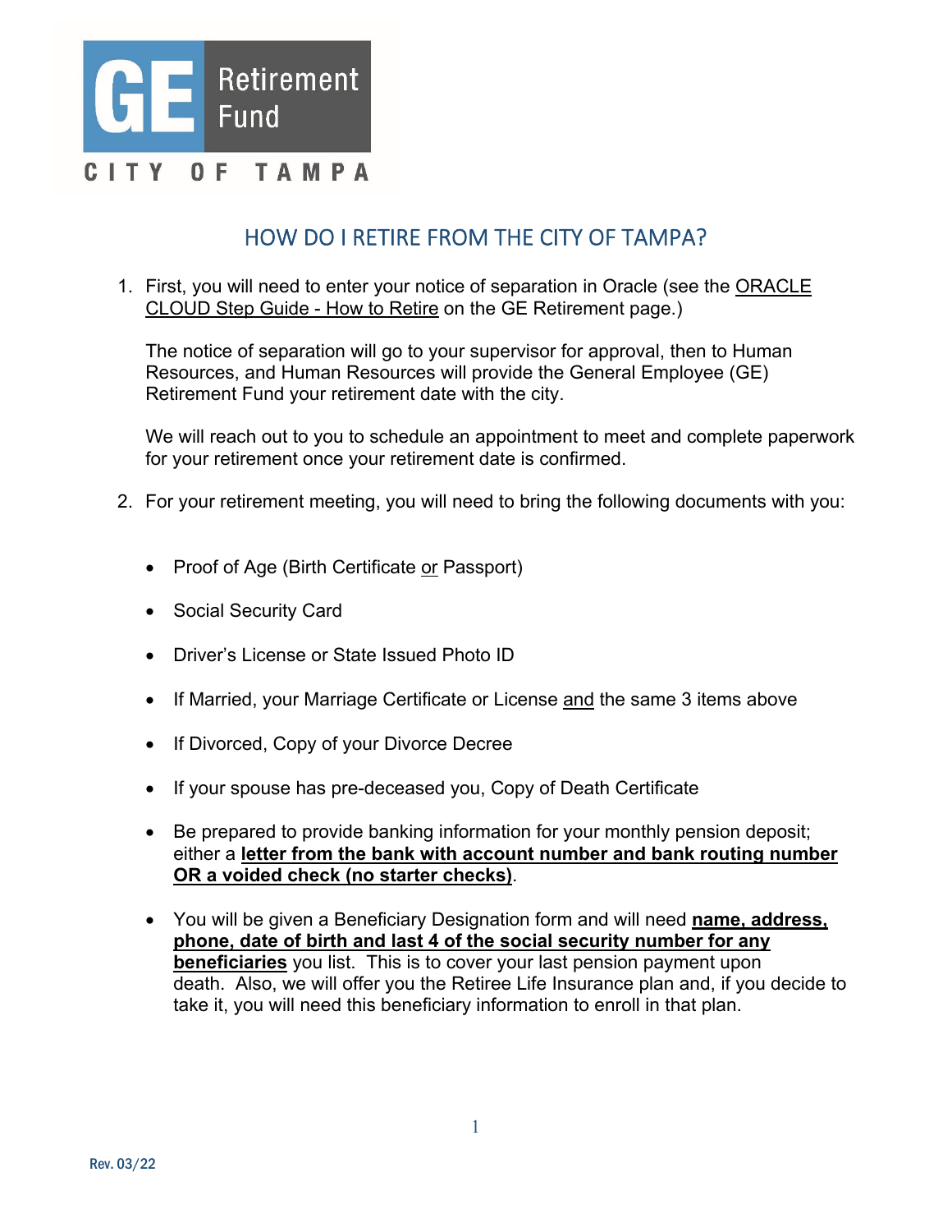GE Retirement Fund

CITY OF TAMPA

# HOW DO I RETIRE FROM THE CITY OF TAMPA?

1. First, you will need to enter your notice of separation in Oracle (see the ORACLE CLOUD Step Guide - How to Retire on the GE Retirement page.)

   The notice of separation will go to your supervisor for approval, then to Human Resources, and Human Resources will provide the General Employee (GE) Retirement Fund your retirement date with the city.

   We will reach out to you to schedule an appointment to meet and complete paperwork for your retirement once your retirement date is confirmed.

2. For your retirement meeting, you will need to bring the following documents with you:

   - Proof of Age (Birth Certificate or Passport)
   - Social Security Card
   - Driver's License or State Issued Photo ID
   - If Married, your Marriage Certificate or License and the same 3 items above
   - If Divorced, Copy of your Divorce Decree
   - If your spouse has pre-deceased you, Copy of Death Certificate
   - Be prepared to provide banking information for your monthly pension deposit; either a **letter from the bank with account number and bank routing number OR a voided check (no starter checks)**.
   - You will be given a Beneficiary Designation form and will need **name, address, phone, date of birth and last 4 of the social security number for any beneficiaries** you list. This is to cover your last pension payment upon death. Also, we will offer you the Retiree Life Insurance plan and, if you decide to take it, you will need this beneficiary information to enroll in that plan.

Rev. 03/22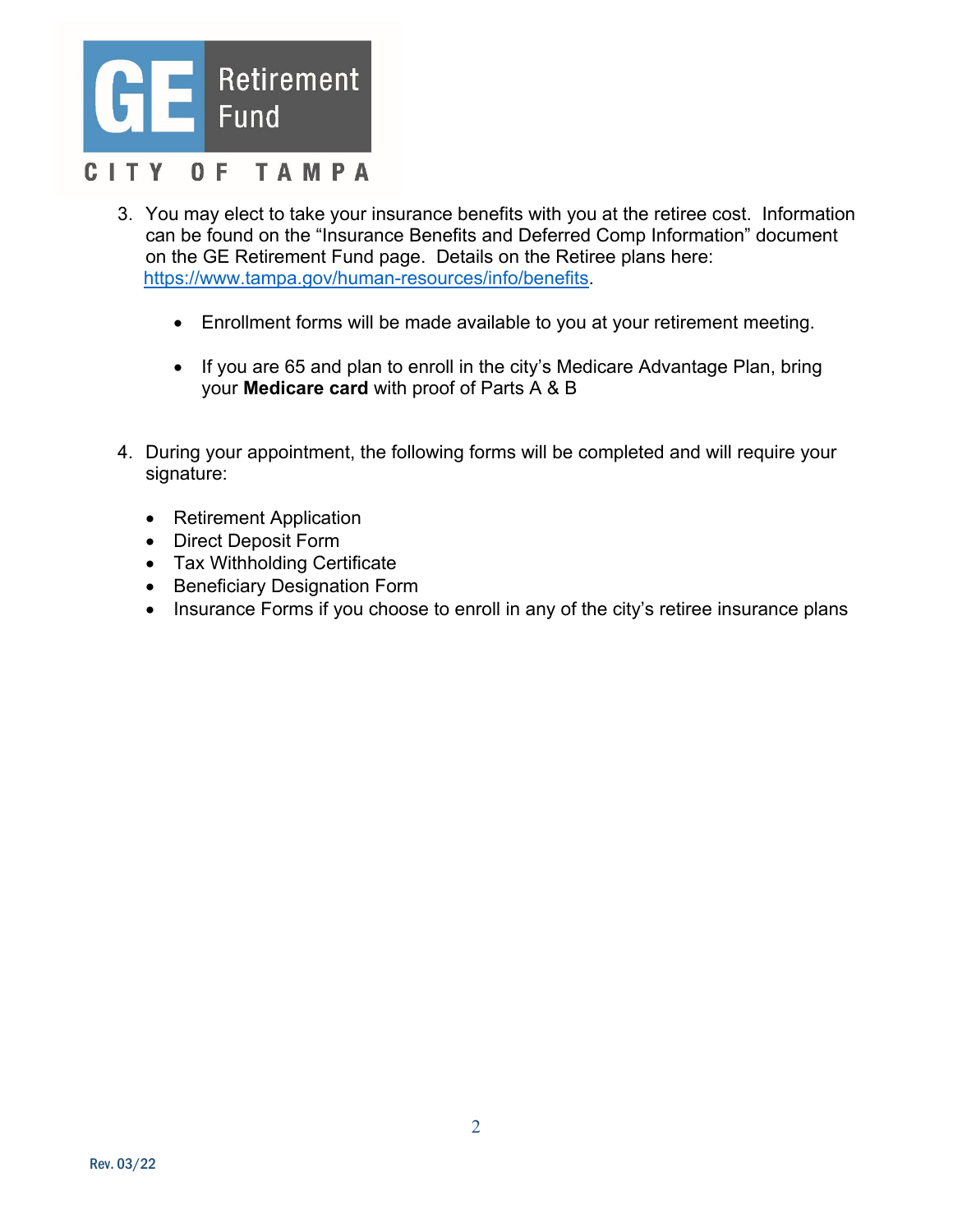3. You may elect to take your insurance benefits with you at the retiree cost. Information can be found on the "Insurance Benefits and Deferred Comp Information" document on the GE Retirement Fund page. Details on the Retiree plans here: https://www.tampa.gov/human-resources/info/benefits.

    - Enrollment forms will be made available to you at your retirement meeting.

    - If you are 65 and plan to enroll in the city's Medicare Advantage Plan, bring your **Medicare card** with proof of Parts A & B

4. During your appointment, the following forms will be completed and will require your signature:

    - Retirement Application
    - Direct Deposit Form
    - Tax Withholding Certificate
    - Beneficiary Designation Form
    - Insurance Forms if you choose to enroll in any of the city's retiree insurance plans